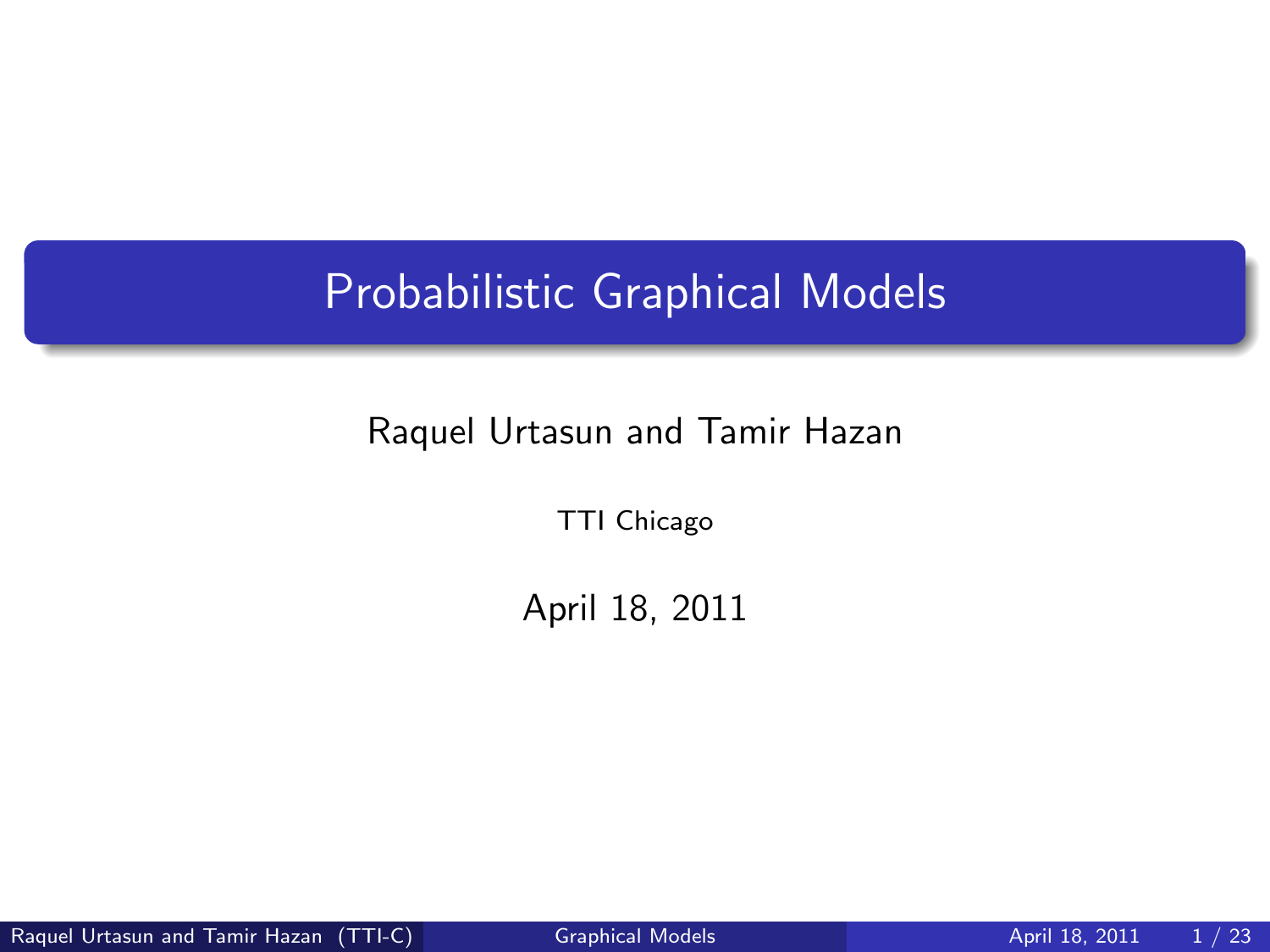# Probabilistic Graphical Models

Raquel Urtasun and Tamir Hazan

TTI Chicago

April 18, 2011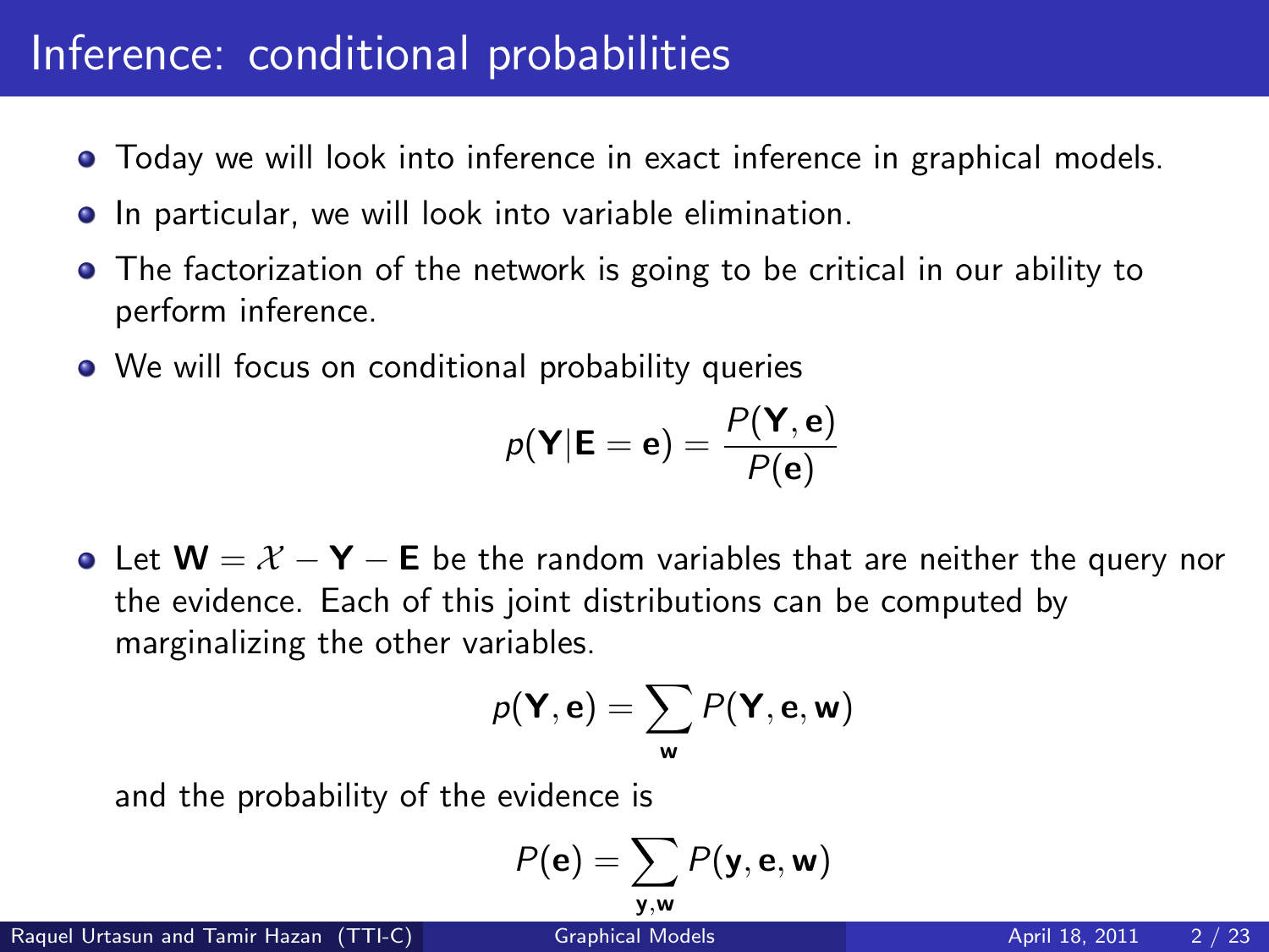# Inference: conditional probabilities

- Today we will look into inference in exact inference in graphical models.
- In particular, we will look into variable elimination.
- The factorization of the network is going to be critical in our ability to perform inference.
- We will focus on conditional probability queries

$$p(\mathbf{Y}|\mathbf{E} = \mathbf{e}) = \frac{P(\mathbf{Y}, \mathbf{e})}{P(\mathbf{e})}$$

- Let $\mathbf{W} = \mathcal{X} - \mathbf{Y} - \mathbf{E}$ be the random variables that are neither the query nor the evidence. Each of this joint distributions can be computed by marginalizing the other variables.

$$p(\mathbf{Y}, \mathbf{e}) = \sum_{\mathbf{w}} P(\mathbf{Y}, \mathbf{e}, \mathbf{w})$$

  and the probability of the evidence is

$$P(\mathbf{e}) = \sum_{\mathbf{y}, \mathbf{w}} P(\mathbf{y}, \mathbf{e}, \mathbf{w})$$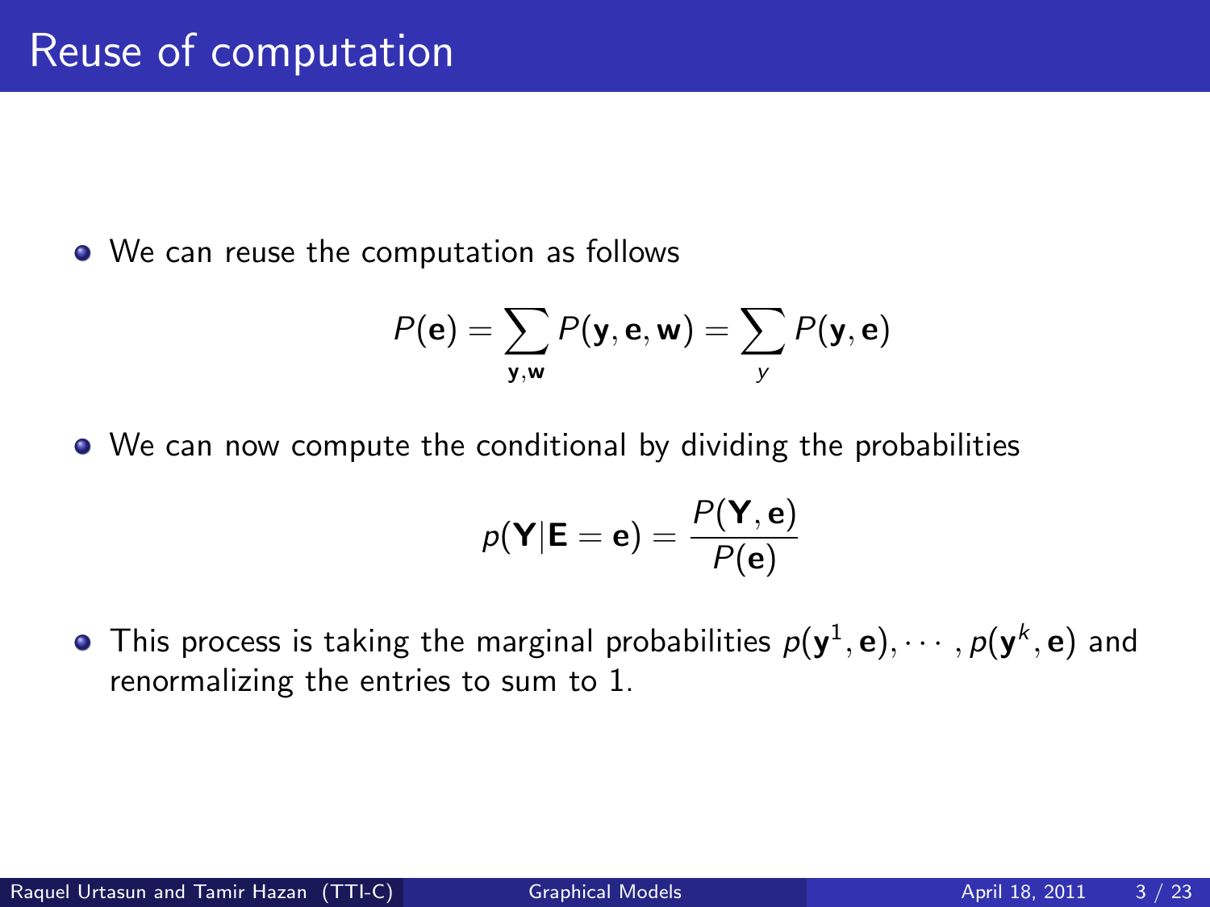# Reuse of computation

- We can reuse the computation as follows

$$P(\mathbf{e}) = \sum_{\mathbf{y},\mathbf{w}} P(\mathbf{y}, \mathbf{e}, \mathbf{w}) = \sum_{y} P(\mathbf{y}, \mathbf{e})$$

- We can now compute the conditional by dividing the probabilities

$$p(\mathbf{Y}|\mathbf{E} = \mathbf{e}) = \frac{P(\mathbf{Y}, \mathbf{e})}{P(\mathbf{e})}$$

- This process is taking the marginal probabilities $p(\mathbf{y}^1, \mathbf{e}), \cdots, p(\mathbf{y}^k, \mathbf{e})$ and renormalizing the entries to sum to 1.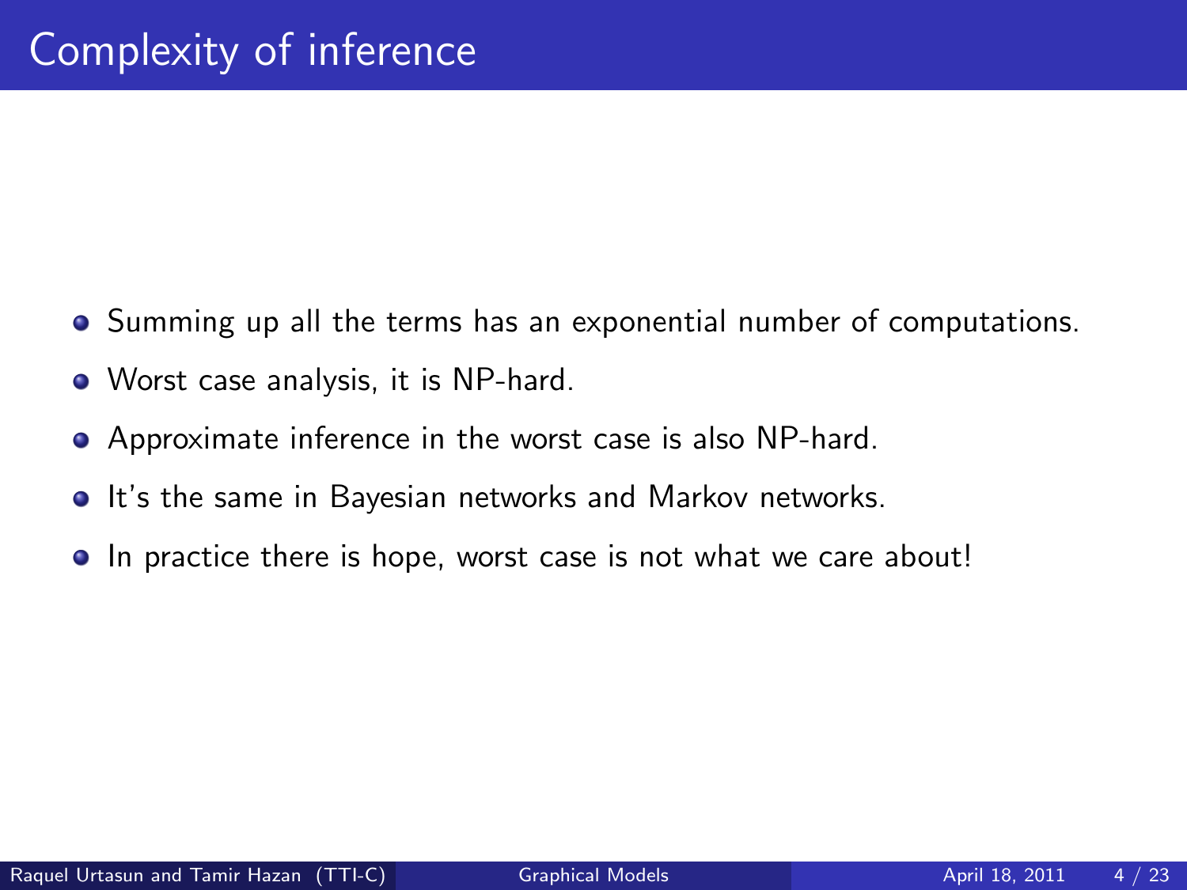# Complexity of inference

- Summing up all the terms has an exponential number of computations.
- Worst case analysis, it is NP-hard.
- Approximate inference in the worst case is also NP-hard.
- It's the same in Bayesian networks and Markov networks.
- In practice there is hope, worst case is not what we care about!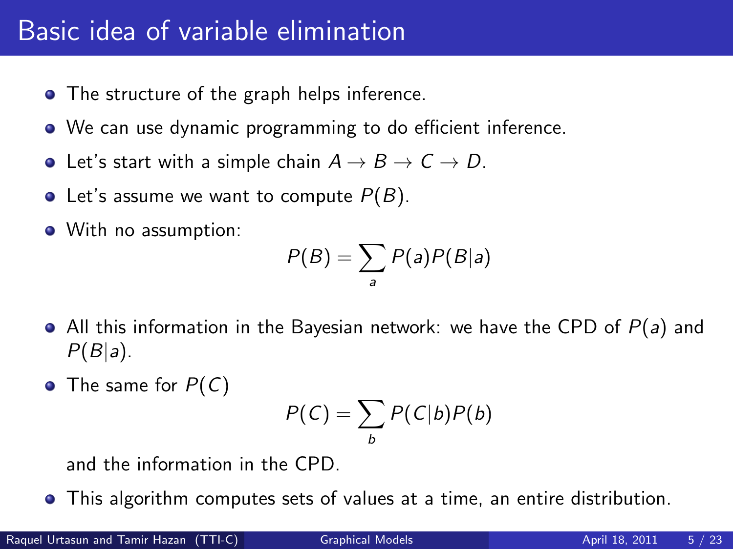# Basic idea of variable elimination

- The structure of the graph helps inference.
- We can use dynamic programming to do efficient inference.
- Let's start with a simple chain $A \rightarrow B \rightarrow C \rightarrow D$.
- Let's assume we want to compute $P(B)$.
- With no assumption:

$$P(B) = \sum_a P(a)P(B|a)$$

- All this information in the Bayesian network: we have the CPD of $P(a)$ and $P(B|a)$.
- The same for $P(C)$

$$P(C) = \sum_b P(C|b)P(b)$$

  and the information in the CPD.
- This algorithm computes sets of values at a time, an entire distribution.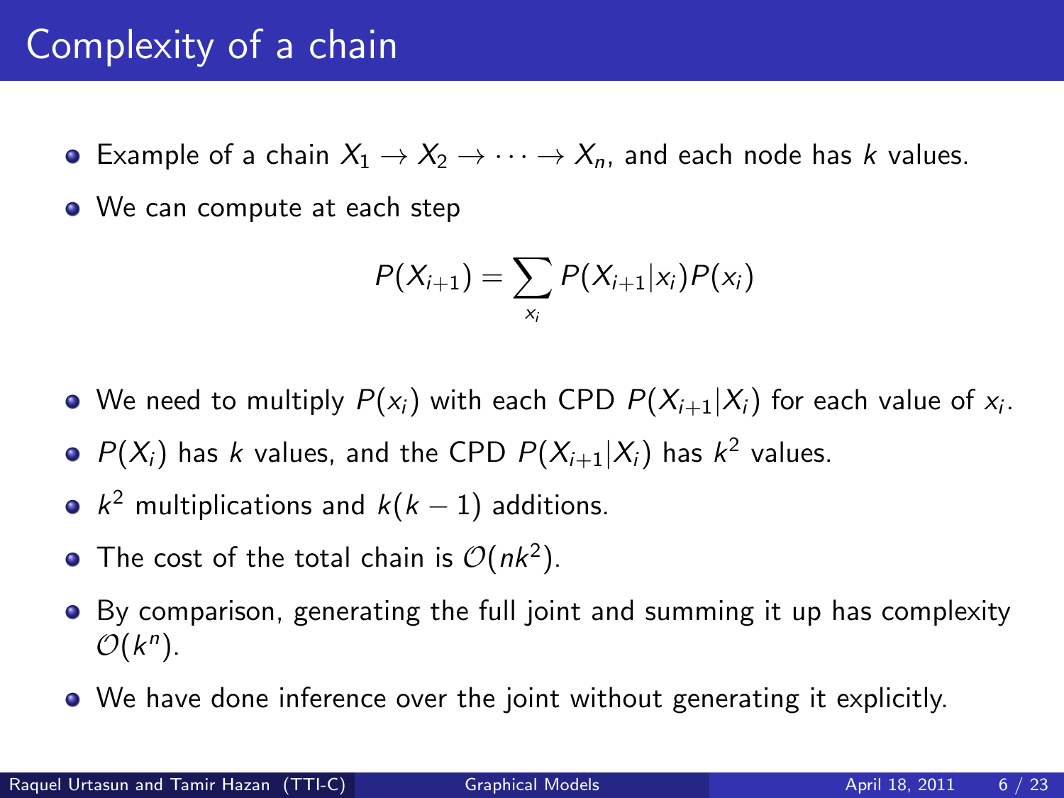# Complexity of a chain

- Example of a chain $X_1 \rightarrow X_2 \rightarrow \cdots \rightarrow X_n$, and each node has $k$ values.
- We can compute at each step

$$P(X_{i+1}) = \sum_{x_i} P(X_{i+1}|x_i)P(x_i)$$

- We need to multiply $P(x_i)$ with each CPD $P(X_{i+1}|X_i)$ for each value of $x_i$.
- $P(X_i)$ has $k$ values, and the CPD $P(X_{i+1}|X_i)$ has $k^2$ values.
- $k^2$ multiplications and $k(k-1)$ additions.
- The cost of the total chain is $\mathcal{O}(nk^2)$.
- By comparison, generating the full joint and summing it up has complexity $\mathcal{O}(k^n)$.
- We have done inference over the joint without generating it explicitly.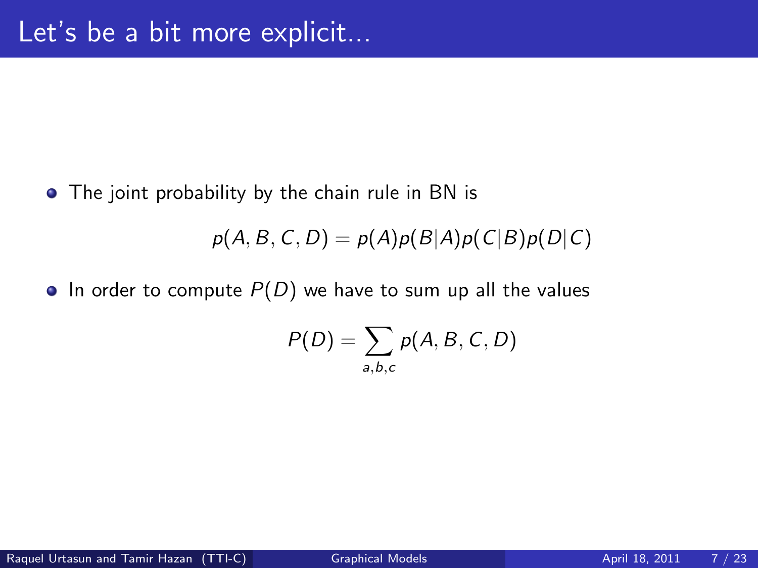# Let's be a bit more explicit...

- The joint probability by the chain rule in BN is

$$p(A, B, C, D) = p(A)p(B|A)p(C|B)p(D|C)$$

- In order to compute $P(D)$ we have to sum up all the values

$$P(D) = \sum_{a,b,c} p(A, B, C, D)$$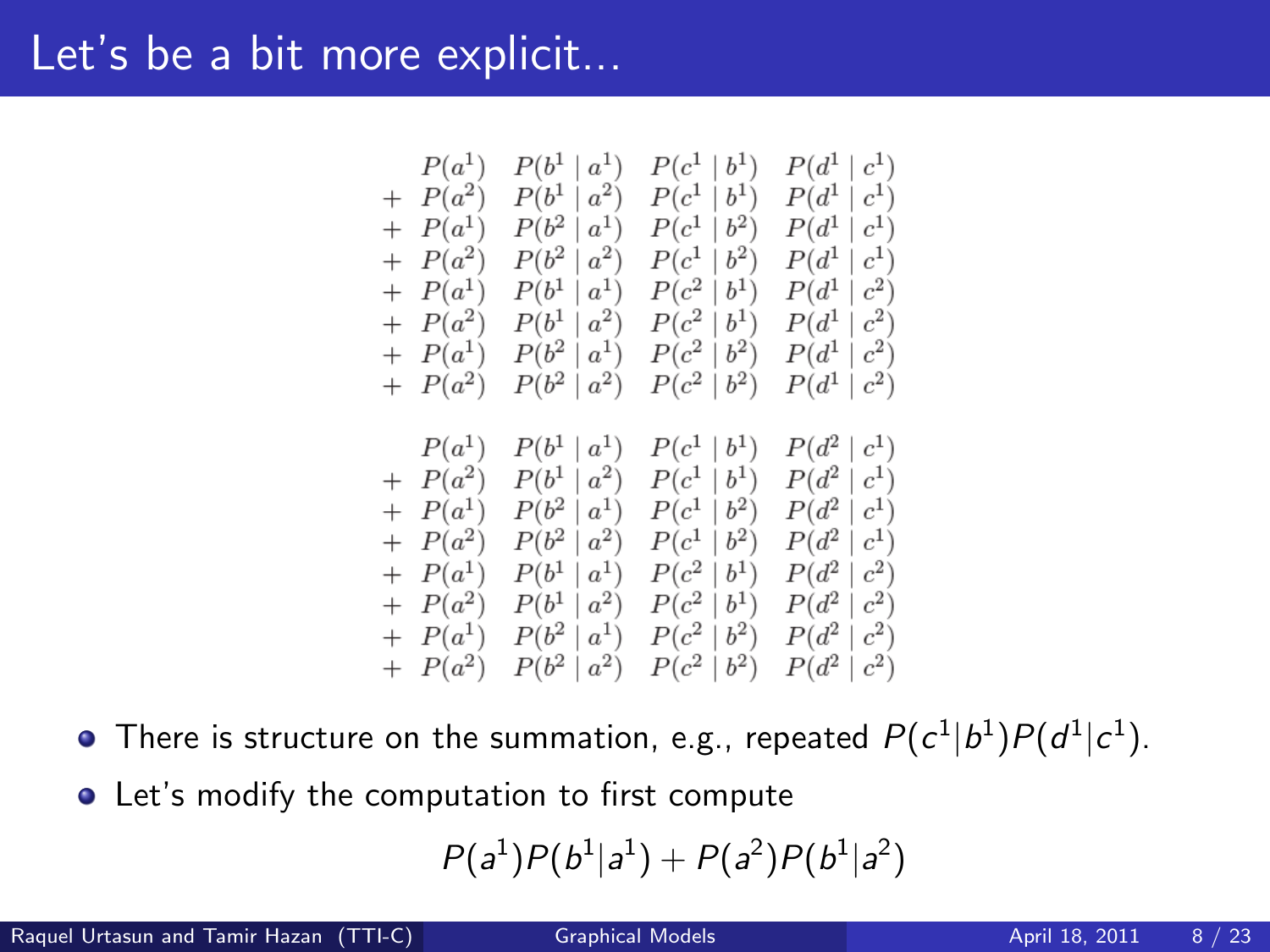# Let's be a bit more explicit...

$$
\begin{array}{lllll}
 & P(a^1) & P(b^1 \mid a^1) & P(c^1 \mid b^1) & P(d^1 \mid c^1) \\
+ & P(a^2) & P(b^1 \mid a^2) & P(c^1 \mid b^1) & P(d^1 \mid c^1) \\
+ & P(a^1) & P(b^2 \mid a^1) & P(c^1 \mid b^2) & P(d^1 \mid c^1) \\
+ & P(a^2) & P(b^2 \mid a^2) & P(c^1 \mid b^2) & P(d^1 \mid c^1) \\
+ & P(a^1) & P(b^1 \mid a^1) & P(c^2 \mid b^1) & P(d^1 \mid c^2) \\
+ & P(a^2) & P(b^1 \mid a^2) & P(c^2 \mid b^1) & P(d^1 \mid c^2) \\
+ & P(a^1) & P(b^2 \mid a^1) & P(c^2 \mid b^2) & P(d^1 \mid c^2) \\
+ & P(a^2) & P(b^2 \mid a^2) & P(c^2 \mid b^2) & P(d^1 \mid c^2)
\end{array}
$$

$$
\begin{array}{lllll}
 & P(a^1) & P(b^1 \mid a^1) & P(c^1 \mid b^1) & P(d^2 \mid c^1) \\
+ & P(a^2) & P(b^1 \mid a^2) & P(c^1 \mid b^1) & P(d^2 \mid c^1) \\
+ & P(a^1) & P(b^2 \mid a^1) & P(c^1 \mid b^2) & P(d^2 \mid c^1) \\
+ & P(a^2) & P(b^2 \mid a^2) & P(c^1 \mid b^2) & P(d^2 \mid c^1) \\
+ & P(a^1) & P(b^1 \mid a^1) & P(c^2 \mid b^1) & P(d^2 \mid c^2) \\
+ & P(a^2) & P(b^1 \mid a^2) & P(c^2 \mid b^1) & P(d^2 \mid c^2) \\
+ & P(a^1) & P(b^2 \mid a^1) & P(c^2 \mid b^2) & P(d^2 \mid c^2) \\
+ & P(a^2) & P(b^2 \mid a^2) & P(c^2 \mid b^2) & P(d^2 \mid c^2)
\end{array}
$$

- There is structure on the summation, e.g., repeated $P(c^1|b^1)P(d^1|c^1)$.
- Let's modify the computation to first compute

$$P(a^1)P(b^1|a^1) + P(a^2)P(b^1|a^2)$$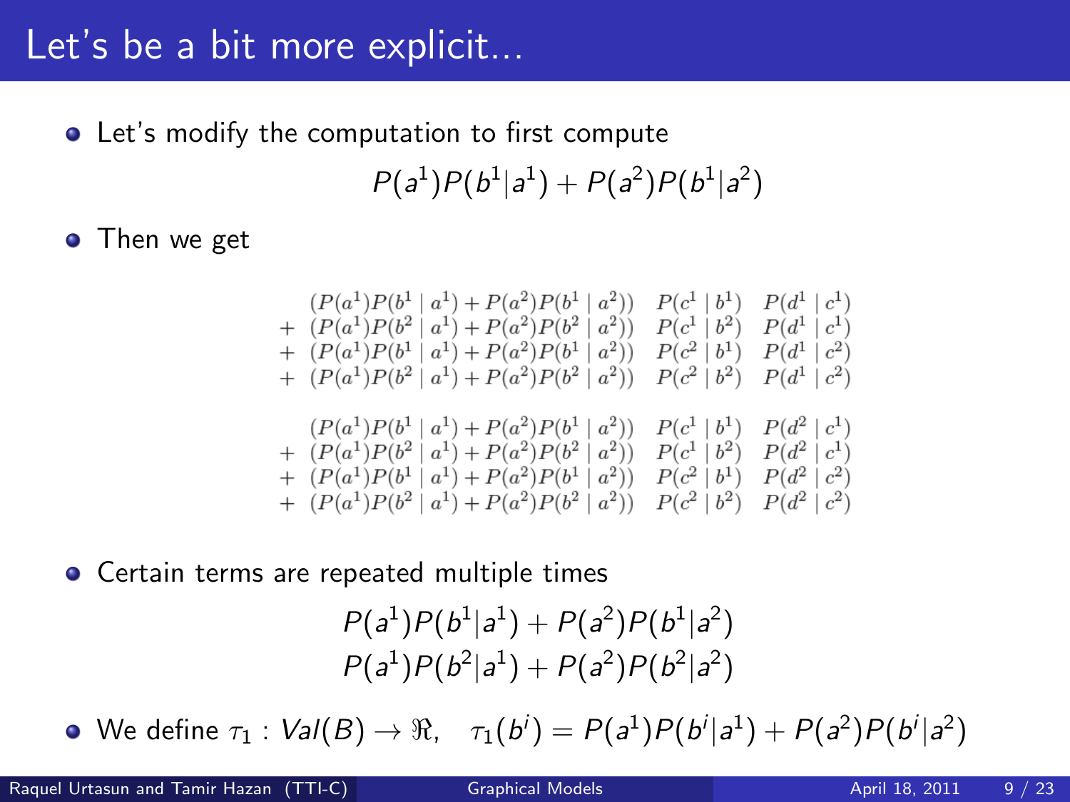# Let's be a bit more explicit...

- Let's modify the computation to first compute

$$P(a^1)P(b^1|a^1) + P(a^2)P(b^1|a^2)$$

- Then we get

$$\begin{array}{rlll}
 & (P(a^1)P(b^1 \mid a^1) + P(a^2)P(b^1 \mid a^2)) & P(c^1 \mid b^1) & P(d^1 \mid c^1) \\
+ & (P(a^1)P(b^2 \mid a^1) + P(a^2)P(b^2 \mid a^2)) & P(c^1 \mid b^2) & P(d^1 \mid c^1) \\
+ & (P(a^1)P(b^1 \mid a^1) + P(a^2)P(b^1 \mid a^2)) & P(c^2 \mid b^1) & P(d^1 \mid c^2) \\
+ & (P(a^1)P(b^2 \mid a^1) + P(a^2)P(b^2 \mid a^2)) & P(c^2 \mid b^2) & P(d^1 \mid c^2)
\end{array}$$

$$\begin{array}{rlll}
 & (P(a^1)P(b^1 \mid a^1) + P(a^2)P(b^1 \mid a^2)) & P(c^1 \mid b^1) & P(d^2 \mid c^1) \\
+ & (P(a^1)P(b^2 \mid a^1) + P(a^2)P(b^2 \mid a^2)) & P(c^1 \mid b^2) & P(d^2 \mid c^1) \\
+ & (P(a^1)P(b^1 \mid a^1) + P(a^2)P(b^1 \mid a^2)) & P(c^2 \mid b^1) & P(d^2 \mid c^2) \\
+ & (P(a^1)P(b^2 \mid a^1) + P(a^2)P(b^2 \mid a^2)) & P(c^2 \mid b^2) & P(d^2 \mid c^2)
\end{array}$$

- Certain terms are repeated multiple times

$$P(a^1)P(b^1|a^1) + P(a^2)P(b^1|a^2)$$
$$P(a^1)P(b^2|a^1) + P(a^2)P(b^2|a^2)$$

- We define $\tau_1 : Val(B) \to \Re, \quad \tau_1(b^i) = P(a^1)P(b^i|a^1) + P(a^2)P(b^i|a^2)$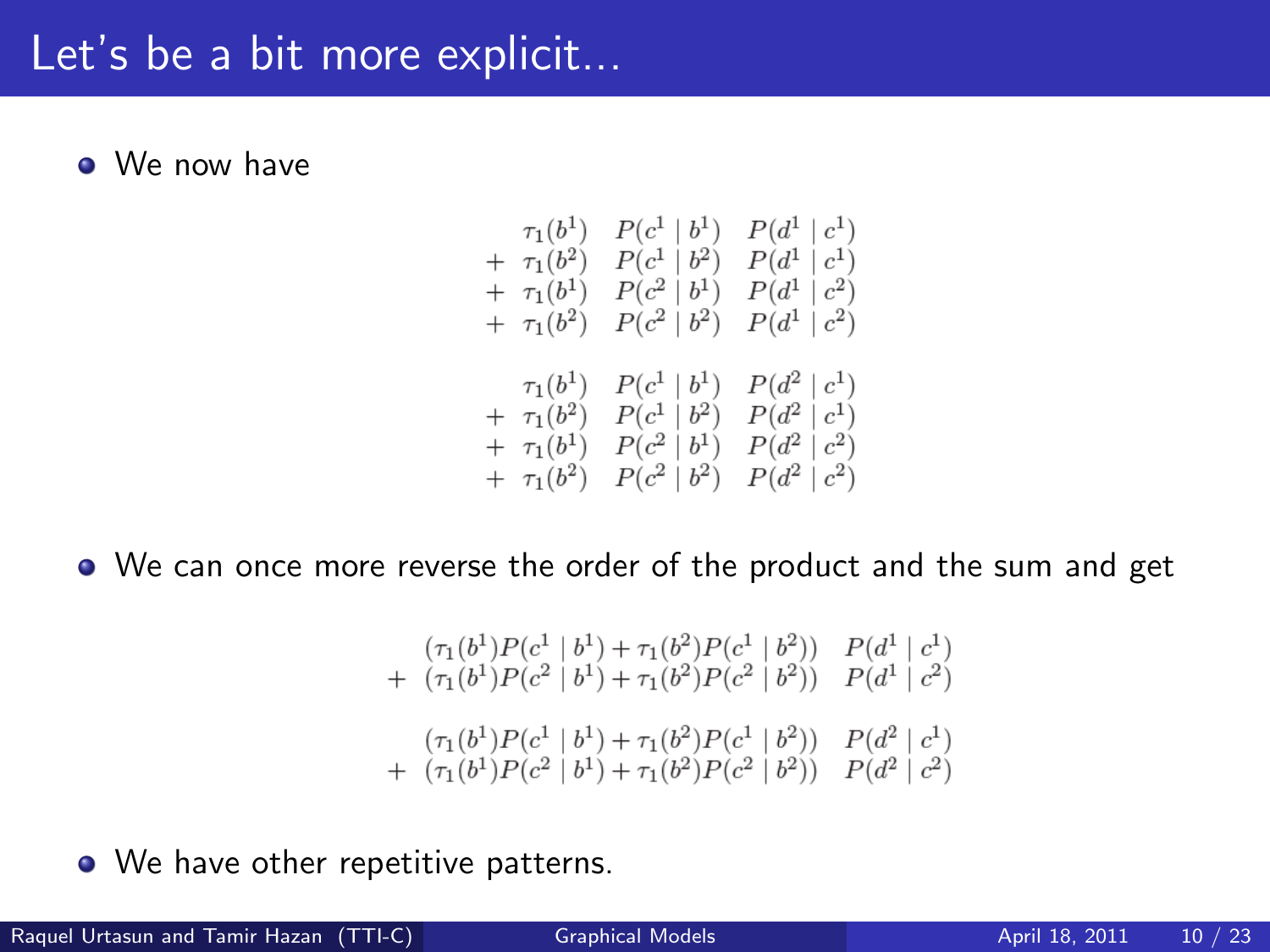# Let's be a bit more explicit...

- We now have

$$
\begin{array}{llll}
 & \tau_1(b^1) & P(c^1 \mid b^1) & P(d^1 \mid c^1) \\
+ & \tau_1(b^2) & P(c^1 \mid b^2) & P(d^1 \mid c^1) \\
+ & \tau_1(b^1) & P(c^2 \mid b^1) & P(d^1 \mid c^2) \\
+ & \tau_1(b^2) & P(c^2 \mid b^2) & P(d^1 \mid c^2) \\
\\
 & \tau_1(b^1) & P(c^1 \mid b^1) & P(d^2 \mid c^1) \\
+ & \tau_1(b^2) & P(c^1 \mid b^2) & P(d^2 \mid c^1) \\
+ & \tau_1(b^1) & P(c^2 \mid b^1) & P(d^2 \mid c^2) \\
+ & \tau_1(b^2) & P(c^2 \mid b^2) & P(d^2 \mid c^2)
\end{array}
$$

- We can once more reverse the order of the product and the sum and get

$$
\begin{array}{lll}
 & (\tau_1(b^1)P(c^1 \mid b^1) + \tau_1(b^2)P(c^1 \mid b^2)) & P(d^1 \mid c^1) \\
+ & (\tau_1(b^1)P(c^2 \mid b^1) + \tau_1(b^2)P(c^2 \mid b^2)) & P(d^1 \mid c^2) \\
\\
 & (\tau_1(b^1)P(c^1 \mid b^1) + \tau_1(b^2)P(c^1 \mid b^2)) & P(d^2 \mid c^1) \\
+ & (\tau_1(b^1)P(c^2 \mid b^1) + \tau_1(b^2)P(c^2 \mid b^2)) & P(d^2 \mid c^2)
\end{array}
$$

- We have other repetitive patterns.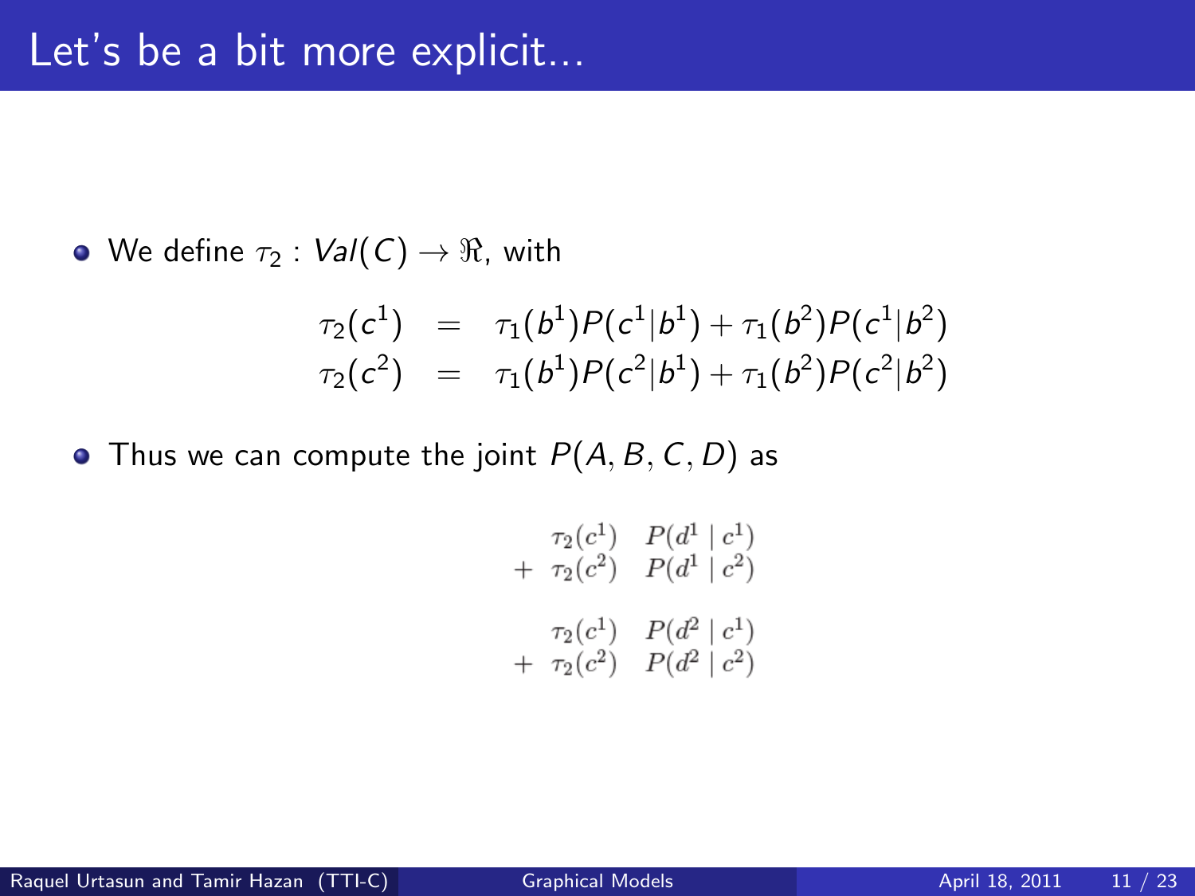# Let's be a bit more explicit...

- We define $\tau_2 : Val(C) \rightarrow \Re$, with

$$
\begin{array}{rcl}
\tau_2(c^1) & = & \tau_1(b^1)P(c^1|b^1) + \tau_1(b^2)P(c^1|b^2) \\
\tau_2(c^2) & = & \tau_1(b^1)P(c^2|b^1) + \tau_1(b^2)P(c^2|b^2)
\end{array}
$$

- Thus we can compute the joint $P(A, B, C, D)$ as

$$
\begin{array}{rll}
 & \tau_2(c^1) & P(d^1 \mid c^1) \\
+ & \tau_2(c^2) & P(d^1 \mid c^2) \\
 & & \\
 & \tau_2(c^1) & P(d^2 \mid c^1) \\
+ & \tau_2(c^2) & P(d^2 \mid c^2)
\end{array}
$$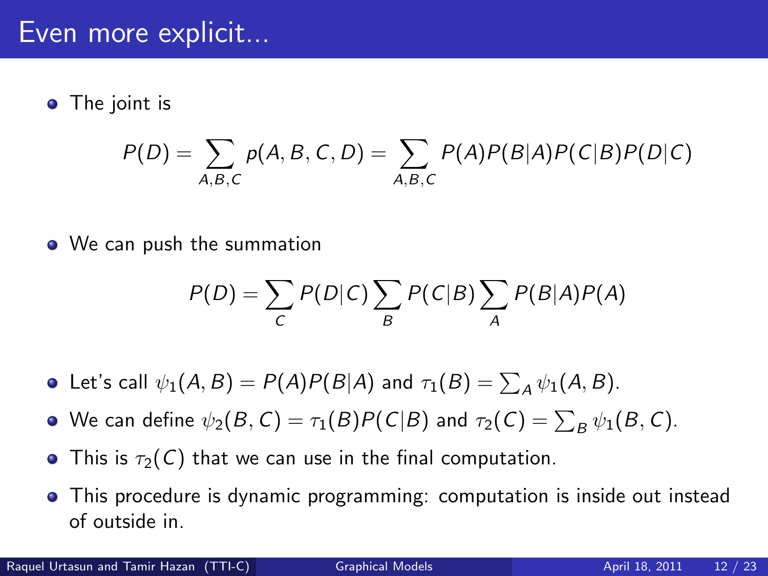# Even more explicit...

- The joint is

$$P(D) = \sum_{A,B,C} p(A,B,C,D) = \sum_{A,B,C} P(A)P(B|A)P(C|B)P(D|C)$$

- We can push the summation

$$P(D) = \sum_{C} P(D|C) \sum_{B} P(C|B) \sum_{A} P(B|A)P(A)$$

- Let's call $\psi_1(A,B) = P(A)P(B|A)$ and $\tau_1(B) = \sum_A \psi_1(A,B)$.
- We can define $\psi_2(B,C) = \tau_1(B)P(C|B)$ and $\tau_2(C) = \sum_B \psi_1(B,C)$.
- This is $\tau_2(C)$ that we can use in the final computation.
- This procedure is dynamic programming: computation is inside out instead of outside in.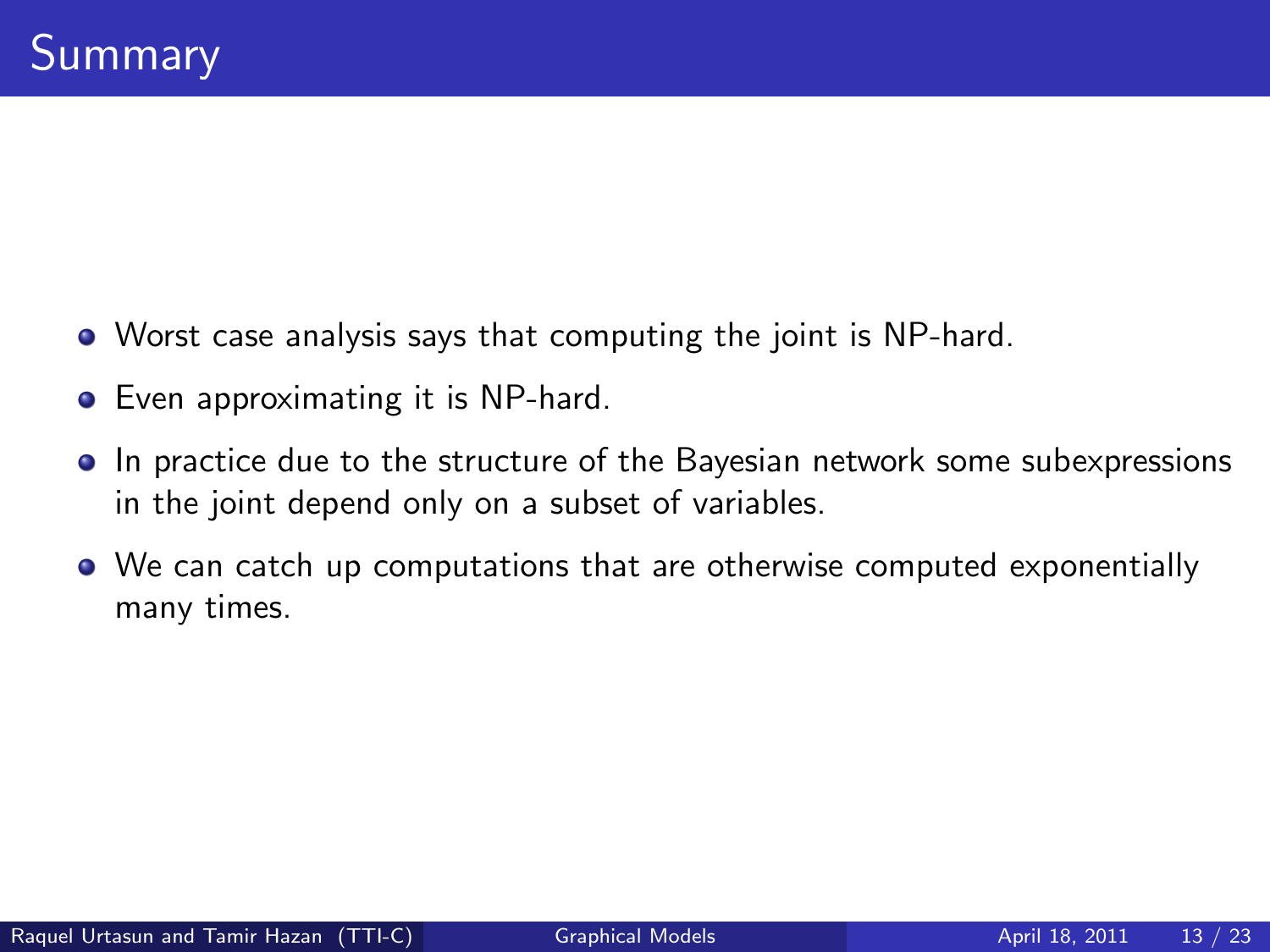# Summary

- Worst case analysis says that computing the joint is NP-hard.
- Even approximating it is NP-hard.
- In practice due to the structure of the Bayesian network some subexpressions in the joint depend only on a subset of variables.
- We can catch up computations that are otherwise computed exponentially many times.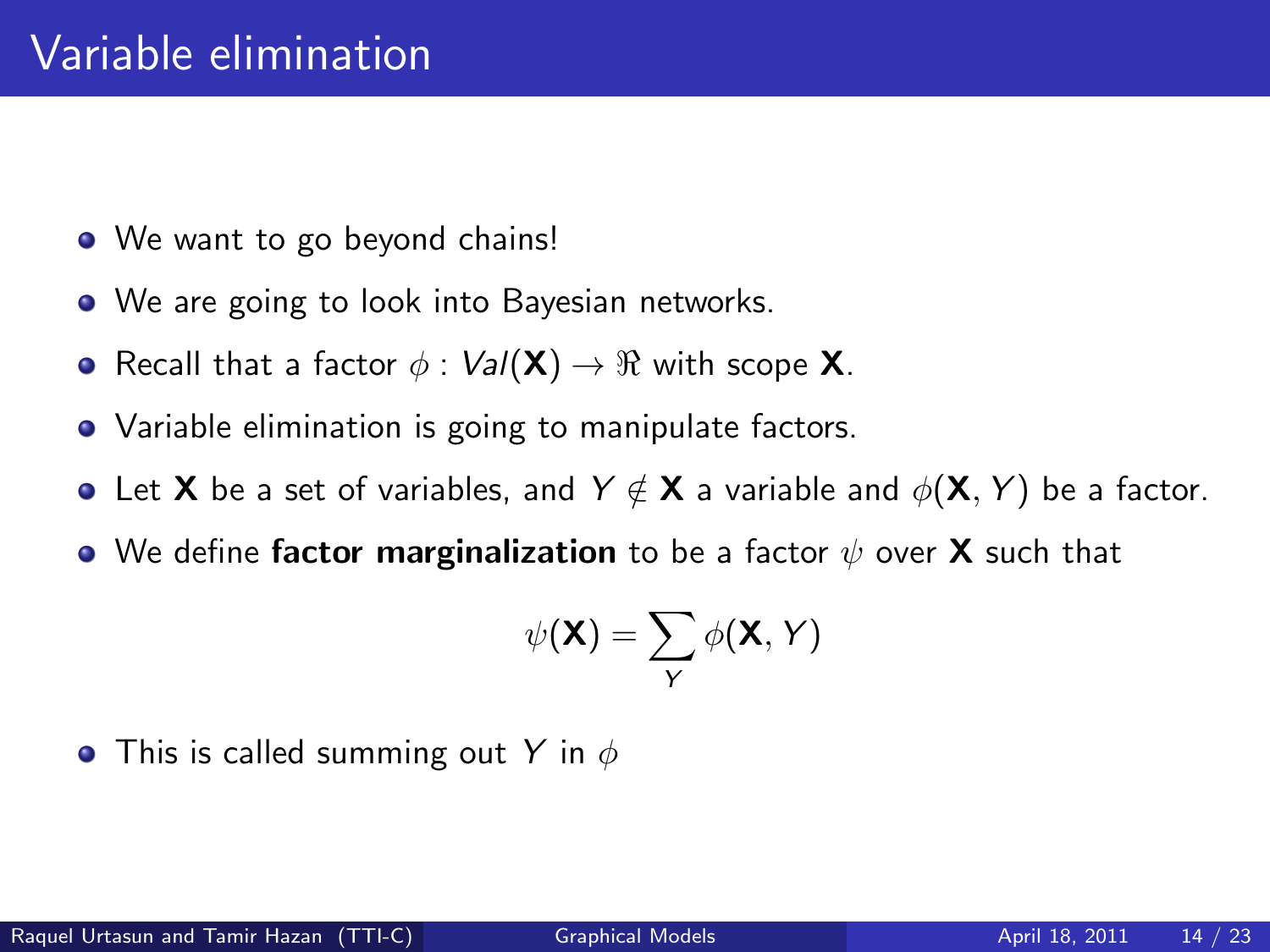# Variable elimination

- We want to go beyond chains!
- We are going to look into Bayesian networks.
- Recall that a factor $\phi : Val(\mathbf{X}) \rightarrow \Re$ with scope $\mathbf{X}$.
- Variable elimination is going to manipulate factors.
- Let $\mathbf{X}$ be a set of variables, and $Y \notin \mathbf{X}$ a variable and $\phi(\mathbf{X}, Y)$ be a factor.
- We define **factor marginalization** to be a factor $\psi$ over $\mathbf{X}$ such that

$$\psi(\mathbf{X}) = \sum_{Y} \phi(\mathbf{X}, Y)$$

- This is called summing out $Y$ in $\phi$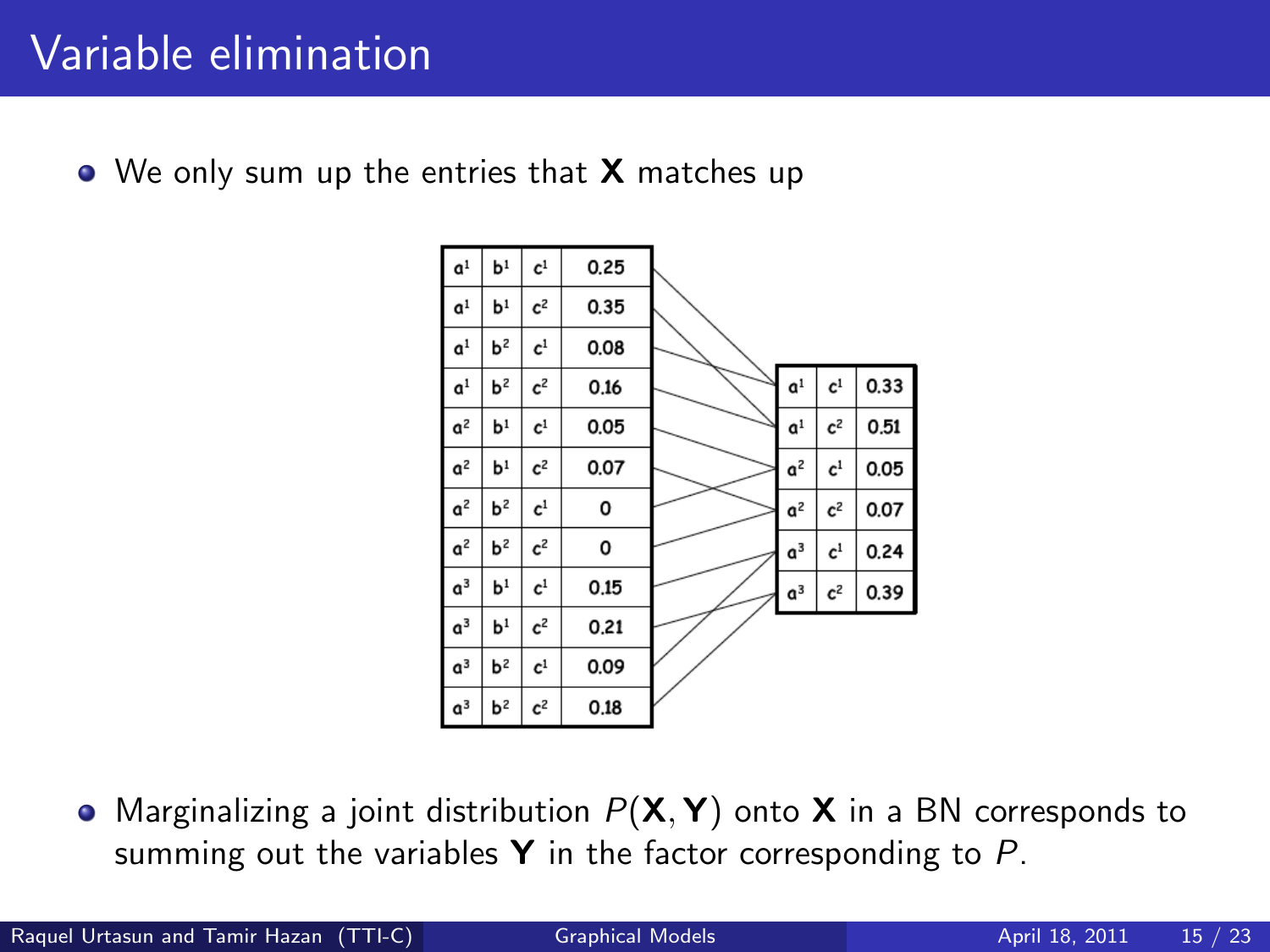# Variable elimination

- We only sum up the entries that $\mathbf{X}$ matches up

| | | | |
|---|---|---|---|
| $a^1$ | $b^1$ | $c^1$ | 0.25 |
| $a^1$ | $b^1$ | $c^2$ | 0.35 |
| $a^1$ | $b^2$ | $c^1$ | 0.08 |
| $a^1$ | $b^2$ | $c^2$ | 0.16 |
| $a^2$ | $b^1$ | $c^1$ | 0.05 |
| $a^2$ | $b^1$ | $c^2$ | 0.07 |
| $a^2$ | $b^2$ | $c^1$ | 0 |
| $a^2$ | $b^2$ | $c^2$ | 0 |
| $a^3$ | $b^1$ | $c^1$ | 0.15 |
| $a^3$ | $b^1$ | $c^2$ | 0.21 |
| $a^3$ | $b^2$ | $c^1$ | 0.09 |
| $a^3$ | $b^2$ | $c^2$ | 0.18 |

| | | |
|---|---|---|
| $a^1$ | $c^1$ | 0.33 |
| $a^1$ | $c^2$ | 0.51 |
| $a^2$ | $c^1$ | 0.05 |
| $a^2$ | $c^2$ | 0.07 |
| $a^3$ | $c^1$ | 0.24 |
| $a^3$ | $c^2$ | 0.39 |

- Marginalizing a joint distribution $P(\mathbf{X}, \mathbf{Y})$ onto $\mathbf{X}$ in a BN corresponds to summing out the variables $\mathbf{Y}$ in the factor corresponding to $P$.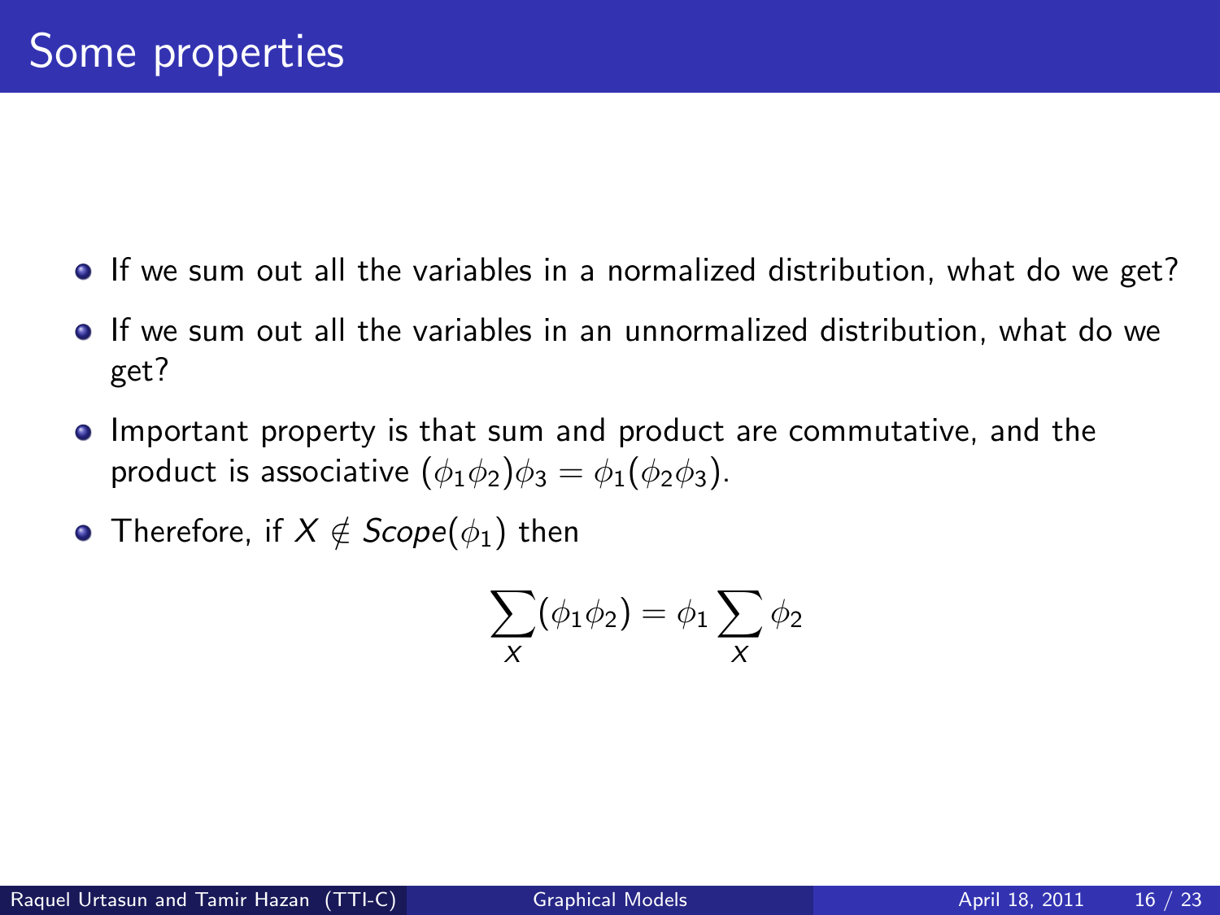# Some properties

- If we sum out all the variables in a normalized distribution, what do we get?
- If we sum out all the variables in an unnormalized distribution, what do we get?
- Important property is that sum and product are commutative, and the product is associative $(\phi_1\phi_2)\phi_3 = \phi_1(\phi_2\phi_3)$.
- Therefore, if $X \notin Scope(\phi_1)$ then

$$\sum_X (\phi_1\phi_2) = \phi_1 \sum_X \phi_2$$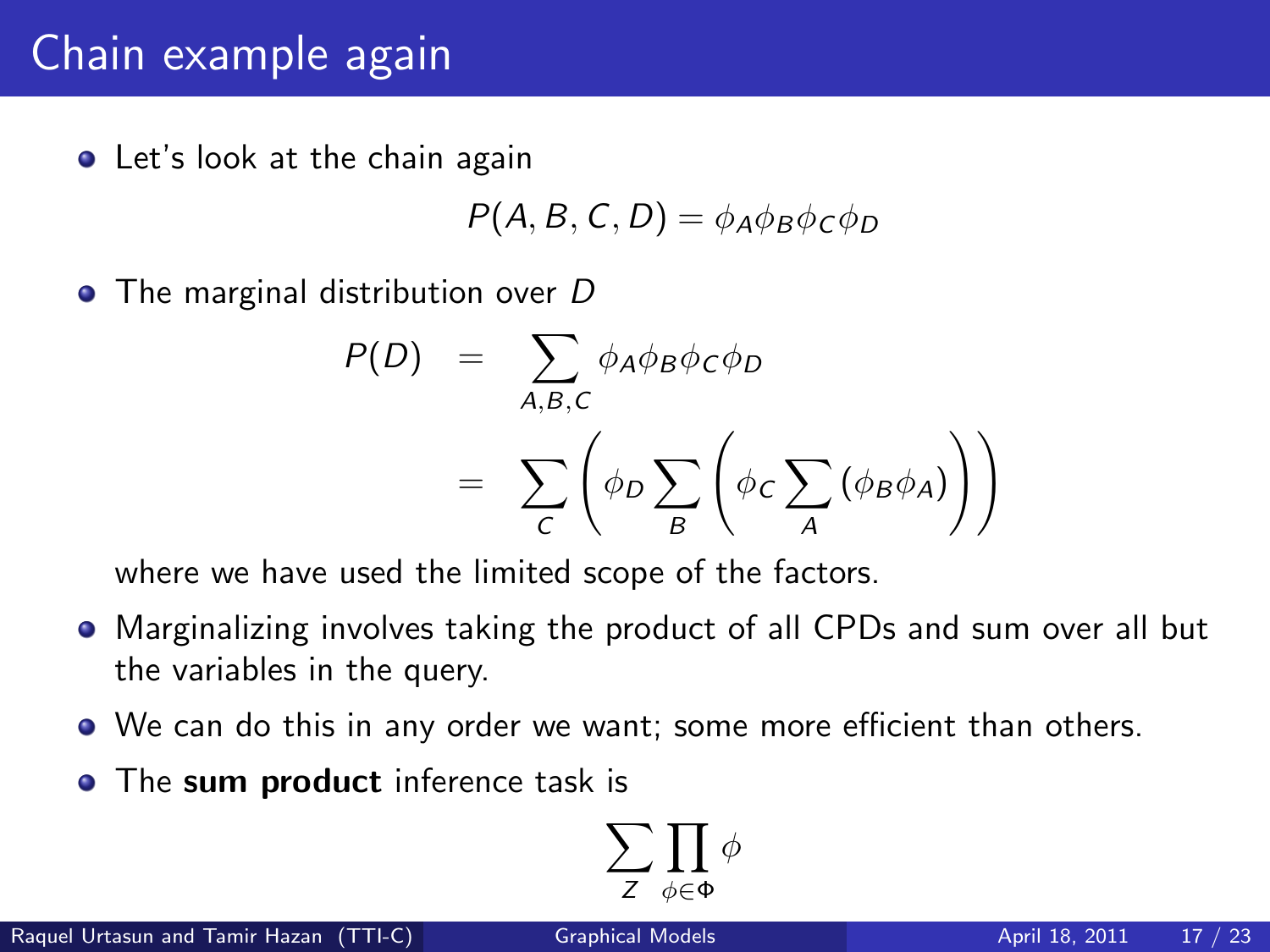# Chain example again

- Let's look at the chain again

$$P(A, B, C, D) = \phi_A \phi_B \phi_C \phi_D$$

- The marginal distribution over $D$

$$\begin{aligned} P(D) &= \sum_{A,B,C} \phi_A \phi_B \phi_C \phi_D \\ &= \sum_{C} \left( \phi_D \sum_{B} \left( \phi_C \sum_{A} (\phi_B \phi_A) \right) \right) \end{aligned}$$

  where we have used the limited scope of the factors.

- Marginalizing involves taking the product of all CPDs and sum over all but the variables in the query.
- We can do this in any order we want; some more efficient than others.
- The **sum product** inference task is

$$\sum_{Z} \prod_{\phi \in \Phi} \phi$$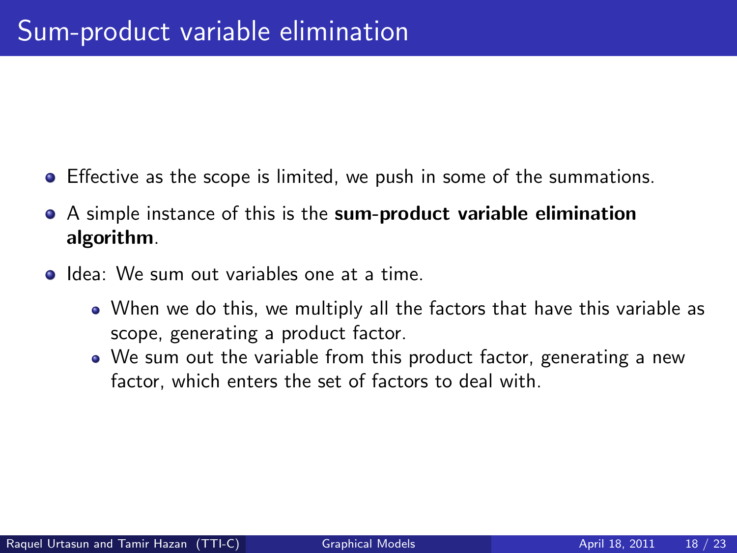# Sum-product variable elimination

- Effective as the scope is limited, we push in some of the summations.
- A simple instance of this is the **sum-product variable elimination algorithm**.
- Idea: We sum out variables one at a time.
  - When we do this, we multiply all the factors that have this variable as scope, generating a product factor.
  - We sum out the variable from this product factor, generating a new factor, which enters the set of factors to deal with.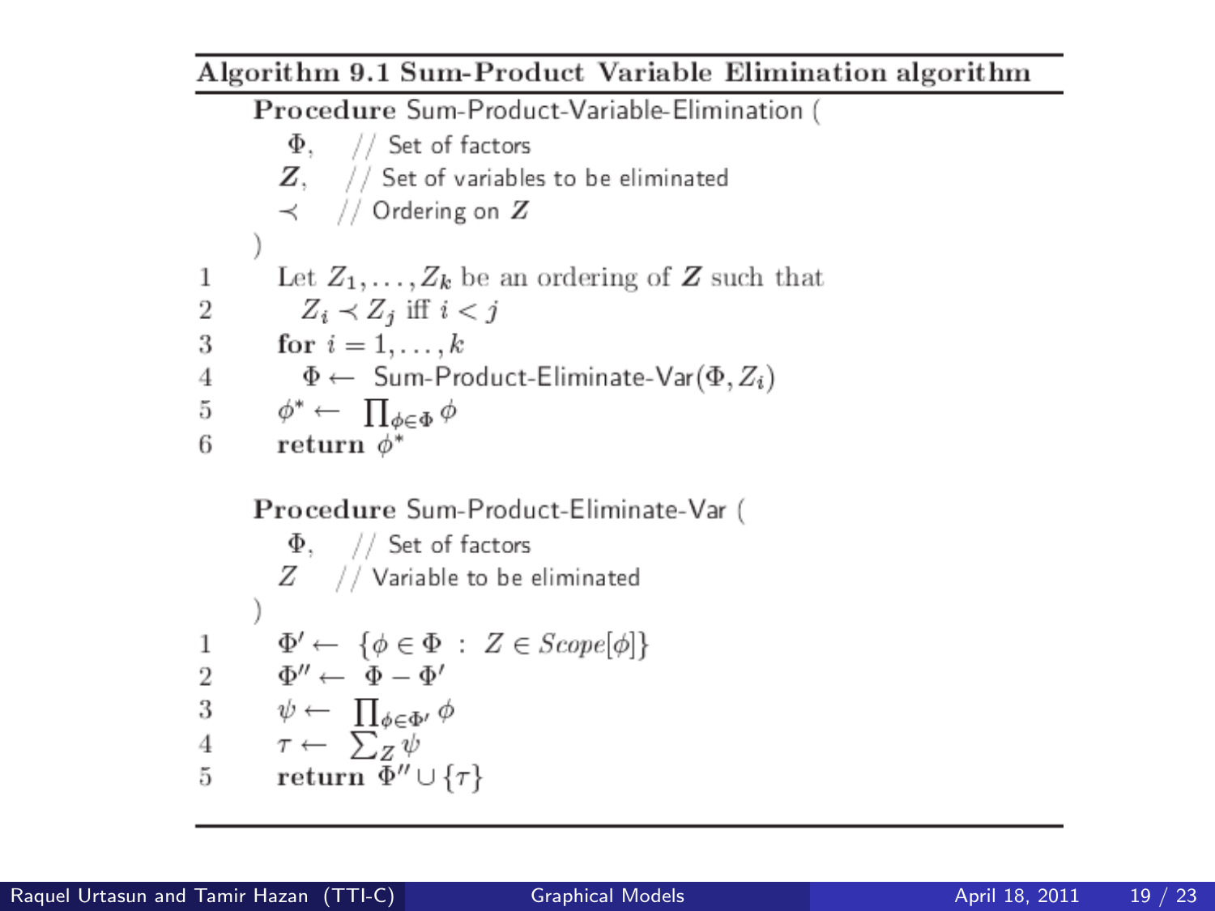**Algorithm 9.1 Sum-Product Variable Elimination algorithm**

**Procedure** Sum-Product-Variable-Elimination (
  $\Phi$, // Set of factors
  $\boldsymbol{Z}$, // Set of variables to be eliminated
  $\prec$ // Ordering on $\boldsymbol{Z}$
)

1. Let $Z_1, \ldots, Z_k$ be an ordering of $\boldsymbol{Z}$ such that
2.   $Z_i \prec Z_j$ iff $i < j$
3. **for** $i = 1, \ldots, k$
4.   $\Phi \leftarrow$ Sum-Product-Eliminate-Var$(\Phi, Z_i)$
5. $\phi^* \leftarrow \prod_{\phi \in \Phi} \phi$
6. **return** $\phi^*$

**Procedure** Sum-Product-Eliminate-Var (
  $\Phi$, // Set of factors
  $Z$ // Variable to be eliminated
)

1. $\Phi' \leftarrow \{\phi \in \Phi \ : \ Z \in \mathit{Scope}[\phi]\}$
2. $\Phi'' \leftarrow \ \Phi - \Phi'$
3. $\psi \leftarrow \ \prod_{\phi \in \Phi'} \phi$
4. $\tau \leftarrow \ \sum_{Z} \psi$
5. **return** $\Phi'' \cup \{\tau\}$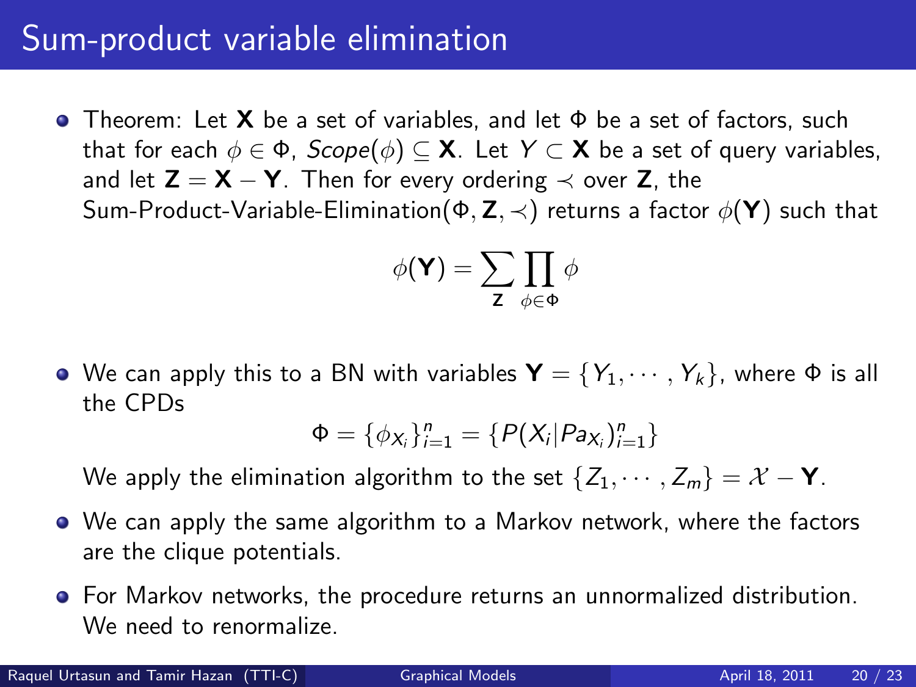# Sum-product variable elimination

- Theorem: Let $\mathbf{X}$ be a set of variables, and let $\Phi$ be a set of factors, such that for each $\phi \in \Phi$, $Scope(\phi) \subseteq \mathbf{X}$. Let $Y \subset \mathbf{X}$ be a set of query variables, and let $\mathbf{Z} = \mathbf{X} - \mathbf{Y}$. Then for every ordering $\prec$ over $\mathbf{Z}$, the Sum-Product-Variable-Elimination$(\Phi, \mathbf{Z}, \prec)$ returns a factor $\phi(\mathbf{Y})$ such that

$$\phi(\mathbf{Y}) = \sum_{\mathbf{Z}} \prod_{\phi \in \Phi} \phi$$

- We can apply this to a BN with variables $\mathbf{Y} = \{Y_1, \cdots, Y_k\}$, where $\Phi$ is all the CPDs

$$\Phi = \{\phi_{X_i}\}_{i=1}^{n} = \{P(X_i | Pa_{X_i})_{i=1}^{n}\}$$

  We apply the elimination algorithm to the set $\{Z_1, \cdots, Z_m\} = \mathcal{X} - \mathbf{Y}$.

- We can apply the same algorithm to a Markov network, where the factors are the clique potentials.
- For Markov networks, the procedure returns an unnormalized distribution. We need to renormalize.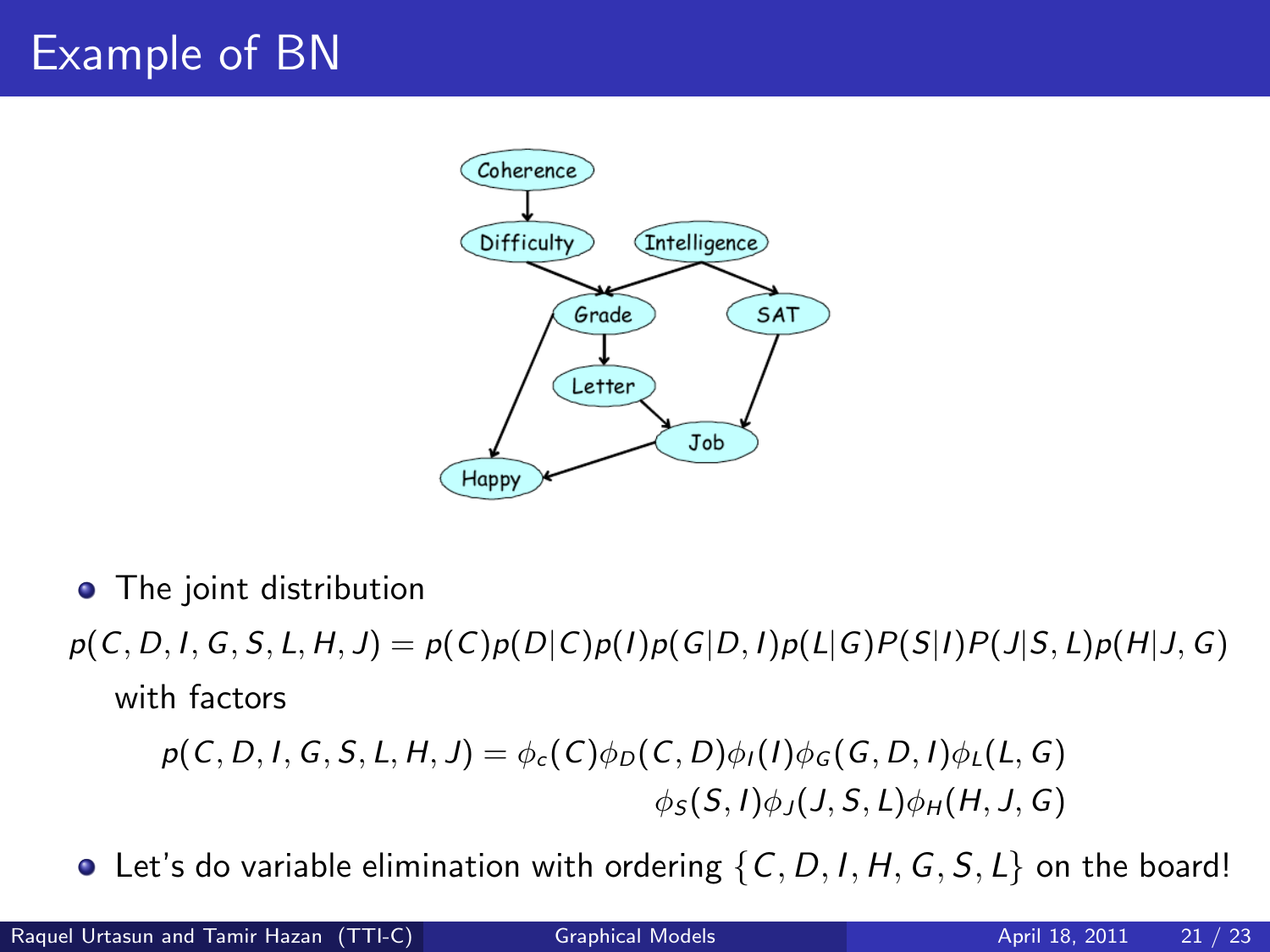# Example of BN

- The joint distribution

$$p(C, D, I, G, S, L, H, J) = p(C)p(D|C)p(I)p(G|D, I)p(L|G)P(S|I)P(J|S, L)p(H|J, G)$$

with factors

$$p(C, D, I, G, S, L, H, J) = \phi_c(C)\phi_D(C, D)\phi_I(I)\phi_G(G, D, I)\phi_L(L, G)$$
$$\phi_S(S, I)\phi_J(J, S, L)\phi_H(H, J, G)$$

- Let's do variable elimination with ordering $\{C, D, I, H, G, S, L\}$ on the board!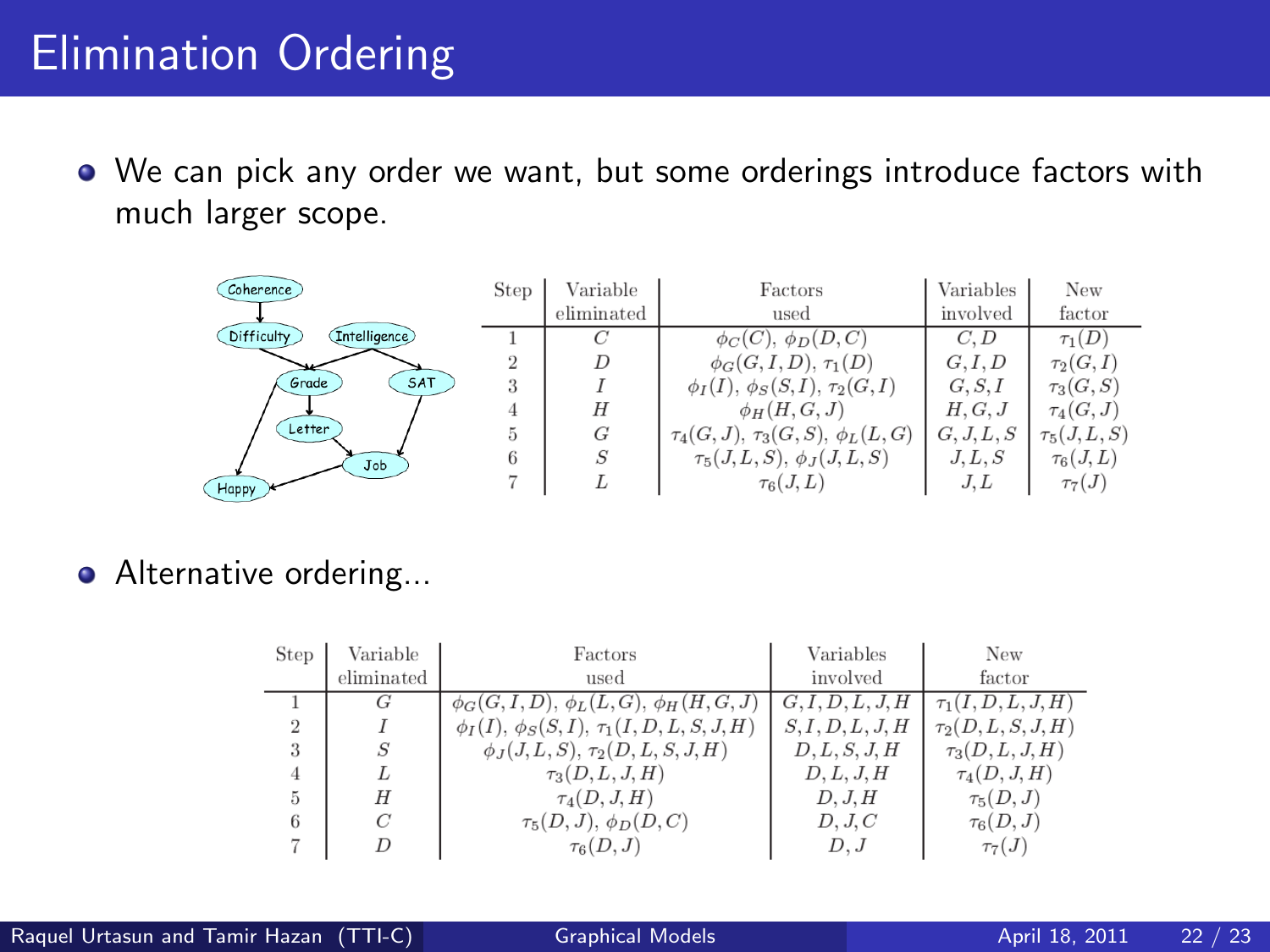# Elimination Ordering

- We can pick any order we want, but some orderings introduce factors with much larger scope.

| Step | Variable eliminated | Factors used | Variables involved | New factor |
|---|---|---|---|---|
| 1 | $C$ | $\phi_C(C)$, $\phi_D(D,C)$ | $C, D$ | $\tau_1(D)$ |
| 2 | $D$ | $\phi_G(G,I,D)$, $\tau_1(D)$ | $G, I, D$ | $\tau_2(G,I)$ |
| 3 | $I$ | $\phi_I(I)$, $\phi_S(S,I)$, $\tau_2(G,I)$ | $G, S, I$ | $\tau_3(G,S)$ |
| 4 | $H$ | $\phi_H(H,G,J)$ | $H, G, J$ | $\tau_4(G,J)$ |
| 5 | $G$ | $\tau_4(G,J)$, $\tau_3(G,S)$, $\phi_L(L,G)$ | $G, J, L, S$ | $\tau_5(J,L,S)$ |
| 6 | $S$ | $\tau_5(J,L,S)$, $\phi_J(J,L,S)$ | $J, L, S$ | $\tau_6(J,L)$ |
| 7 | $L$ | $\tau_6(J,L)$ | $J, L$ | $\tau_7(J)$ |

- Alternative ordering...

| Step | Variable eliminated | Factors used | Variables involved | New factor |
|---|---|---|---|---|
| 1 | $G$ | $\phi_G(G,I,D)$, $\phi_L(L,G)$, $\phi_H(H,G,J)$ | $G, I, D, L, J, H$ | $\tau_1(I,D,L,J,H)$ |
| 2 | $I$ | $\phi_I(I)$, $\phi_S(S,I)$, $\tau_1(I,D,L,S,J,H)$ | $S, I, D, L, J, H$ | $\tau_2(D,L,S,J,H)$ |
| 3 | $S$ | $\phi_J(J,L,S)$, $\tau_2(D,L,S,J,H)$ | $D, L, S, J, H$ | $\tau_3(D,L,J,H)$ |
| 4 | $L$ | $\tau_3(D,L,J,H)$ | $D, L, J, H$ | $\tau_4(D,J,H)$ |
| 5 | $H$ | $\tau_4(D,J,H)$ | $D, J, H$ | $\tau_5(D,J)$ |
| 6 | $C$ | $\tau_5(D,J)$, $\phi_D(D,C)$ | $D, J, C$ | $\tau_6(D,J)$ |
| 7 | $D$ | $\tau_6(D,J)$ | $D, J$ | $\tau_7(J)$ |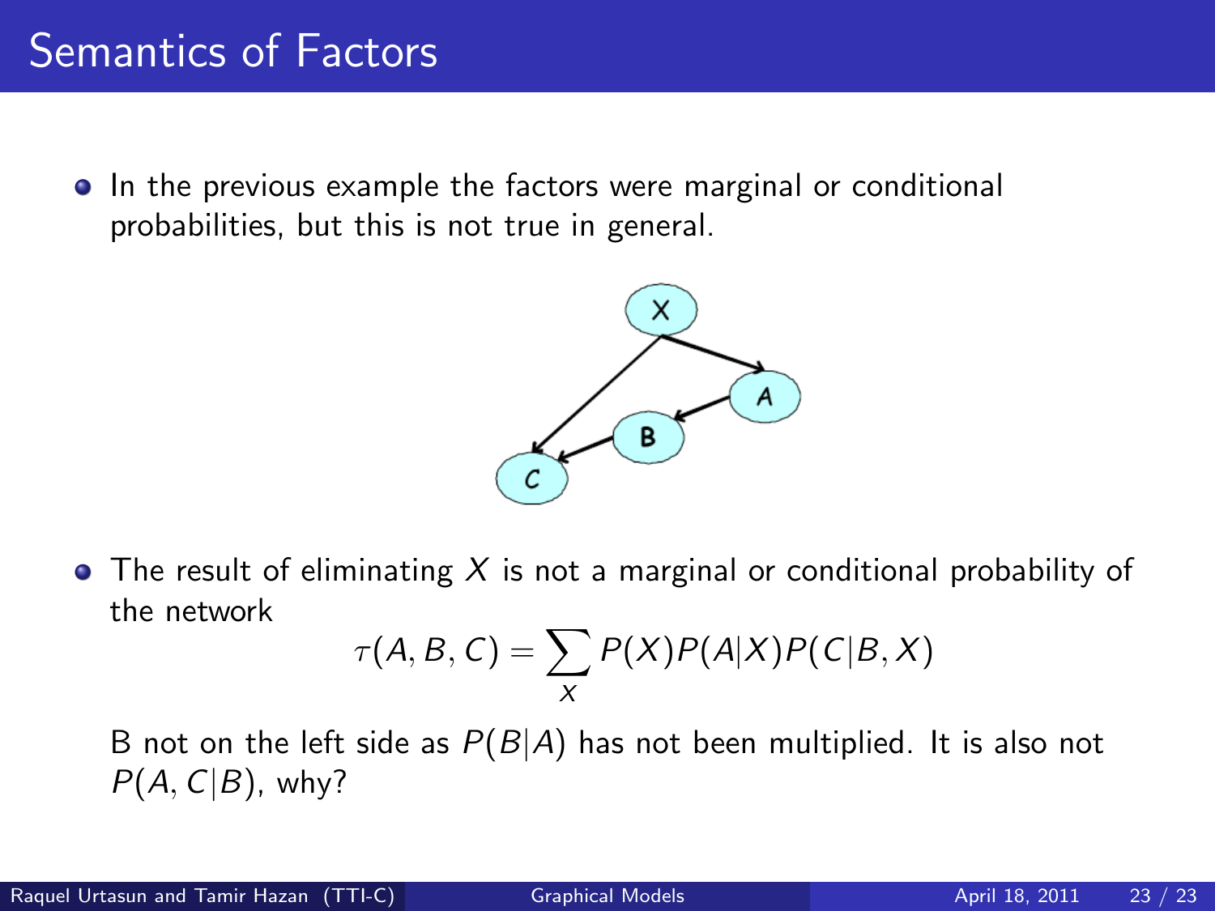# Semantics of Factors

- In the previous example the factors were marginal or conditional probabilities, but this is not true in general.

X
A
B
C

- The result of eliminating $X$ is not a marginal or conditional probability of the network

$$\tau(A, B, C) = \sum_X P(X)P(A|X)P(C|B, X)$$

B not on the left side as $P(B|A)$ has not been multiplied. It is also not $P(A, C|B)$, why?